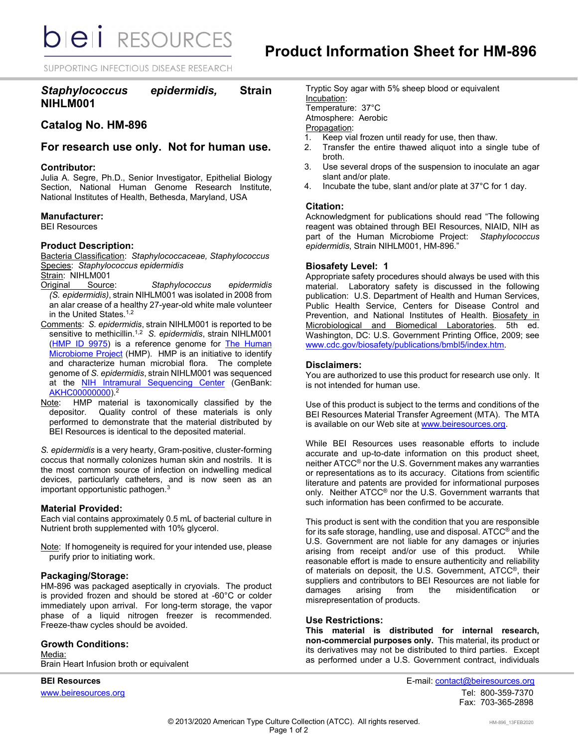# Product Information Sheet for HM-896

## *Staphylococcus epidermidis*, Strain NIHLM001

## Catalog No. HM-896

## For research use only. Not for human use.

### Contributor:

Julia A. Segre, Ph.D., Senior Investigator, Epithelial Biology Section, National Human Genome Research Institute, National Institutes of Health, Bethesda, Maryland, USA

### Manufacturer:

BEI Resources

### Product Description:

Bacteria Classification: *Staphylococcaceae, Staphylococcus*
Species: *Staphylococcus epidermidis*
Strain: NIHLM001
Original Source: *Staphylococcus epidermidis (S. epidermidis)*, strain NIHLM001 was isolated in 2008 from an alar crease of a healthy 27-year-old white male volunteer in the United States.[1,2]
Comments: *S. epidermidis*, strain NIHLM001 is reported to be sensitive to methicillin.[1,2] *S. epidermidis*, strain NIHLM001 (HMP ID 9975) is a reference genome for The Human Microbiome Project (HMP). HMP is an initiative to identify and characterize human microbial flora. The complete genome of *S. epidermidis*, strain NIHLM001 was sequenced at the NIH Intramural Sequencing Center (GenBank: AKHC00000000).[2]
Note: HMP material is taxonomically classified by the depositor. Quality control of these materials is only performed to demonstrate that the material distributed by BEI Resources is identical to the deposited material.

*S. epidermidis* is a very hearty, Gram-positive, cluster-forming coccus that normally colonizes human skin and nostrils. It is the most common source of infection on indwelling medical devices, particularly catheters, and is now seen as an important opportunistic pathogen.[3]

### Material Provided:

Each vial contains approximately 0.5 mL of bacterial culture in Nutrient broth supplemented with 10% glycerol.

Note: If homogeneity is required for your intended use, please purify prior to initiating work.

### Packaging/Storage:

HM-896 was packaged aseptically in cryovials. The product is provided frozen and should be stored at -60°C or colder immediately upon arrival. For long-term storage, the vapor phase of a liquid nitrogen freezer is recommended. Freeze-thaw cycles should be avoided.

### Growth Conditions:

Media:
Brain Heart Infusion broth or equivalent
Tryptic Soy agar with 5% sheep blood or equivalent
Incubation:
Temperature: 37°C
Atmosphere: Aerobic
Propagation:

1. Keep vial frozen until ready for use, then thaw.
2. Transfer the entire thawed aliquot into a single tube of broth.
3. Use several drops of the suspension to inoculate an agar slant and/or plate.
4. Incubate the tube, slant and/or plate at 37°C for 1 day.

### Citation:

Acknowledgment for publications should read "The following reagent was obtained through BEI Resources, NIAID, NIH as part of the Human Microbiome Project: *Staphylococcus epidermidis*, Strain NIHLM001, HM-896."

### Biosafety Level: 1

Appropriate safety procedures should always be used with this material. Laboratory safety is discussed in the following publication: U.S. Department of Health and Human Services, Public Health Service, Centers for Disease Control and Prevention, and National Institutes of Health. Biosafety in Microbiological and Biomedical Laboratories. 5th ed. Washington, DC: U.S. Government Printing Office, 2009; see www.cdc.gov/biosafety/publications/bmbl5/index.htm.

### Disclaimers:

You are authorized to use this product for research use only. It is not intended for human use.

Use of this product is subject to the terms and conditions of the BEI Resources Material Transfer Agreement (MTA). The MTA is available on our Web site at www.beiresources.org.

While BEI Resources uses reasonable efforts to include accurate and up-to-date information on this product sheet, neither ATCC® nor the U.S. Government makes any warranties or representations as to its accuracy. Citations from scientific literature and patents are provided for informational purposes only. Neither ATCC® nor the U.S. Government warrants that such information has been confirmed to be accurate.

This product is sent with the condition that you are responsible for its safe storage, handling, use and disposal. ATCC® and the U.S. Government are not liable for any damages or injuries arising from receipt and/or use of this product. While reasonable effort is made to ensure authenticity and reliability of materials on deposit, the U.S. Government, ATCC®, their suppliers and contributors to BEI Resources are not liable for damages arising from the misidentification or misrepresentation of products.

### Use Restrictions:

**This material is distributed for internal research, non-commercial purposes only.** This material, its product or its derivatives may not be distributed to third parties. Except as performed under a U.S. Government contract, individuals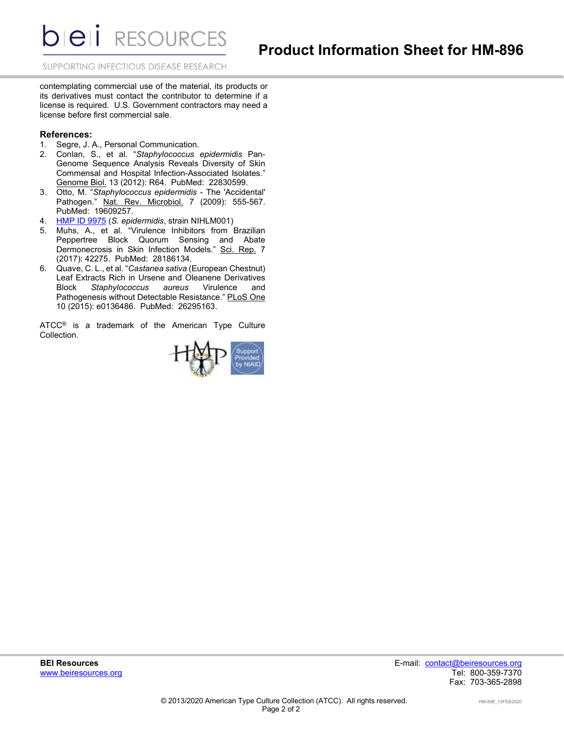contemplating commercial use of the material, its products or its derivatives must contact the contributor to determine if a license is required. U.S. Government contractors may need a license before first commercial sale.

**References:**

1. Segre, J. A., Personal Communication.
2. Conlan, S., et al. "*Staphylococcus epidermidis* Pan-Genome Sequence Analysis Reveals Diversity of Skin Commensal and Hospital Infection-Associated Isolates." Genome Biol. 13 (2012): R64. PubMed: 22830599.
3. Otto, M. "*Staphylococcus epidermidis* - The 'Accidental' Pathogen." Nat. Rev. Microbiol. 7 (2009): 555-567. PubMed: 19609257.
4. HMP ID 9975 (*S. epidermidis*, strain NIHLM001)
5. Muhs, A., et al. "Virulence Inhibitors from Brazilian Peppertree Block Quorum Sensing and Abate Dermonecrosis in Skin Infection Models." Sci. Rep. 7 (2017): 42275. PubMed: 28186134.
6. Quave, C. L., et al. "*Castanea sativa* (European Chestnut) Leaf Extracts Rich in Ursene and Oleanene Derivatives Block *Staphylococcus aureus* Virulence and Pathogenesis without Detectable Resistance." PLoS One 10 (2015): e0136486. PubMed: 26295163.

ATCC® is a trademark of the American Type Culture Collection.

**BEI Resources**
www.beiresources.org

E-mail: contact@beiresources.org
Tel: 800-359-7370
Fax: 703-365-2898

© 2013/2020 American Type Culture Collection (ATCC). All rights reserved.